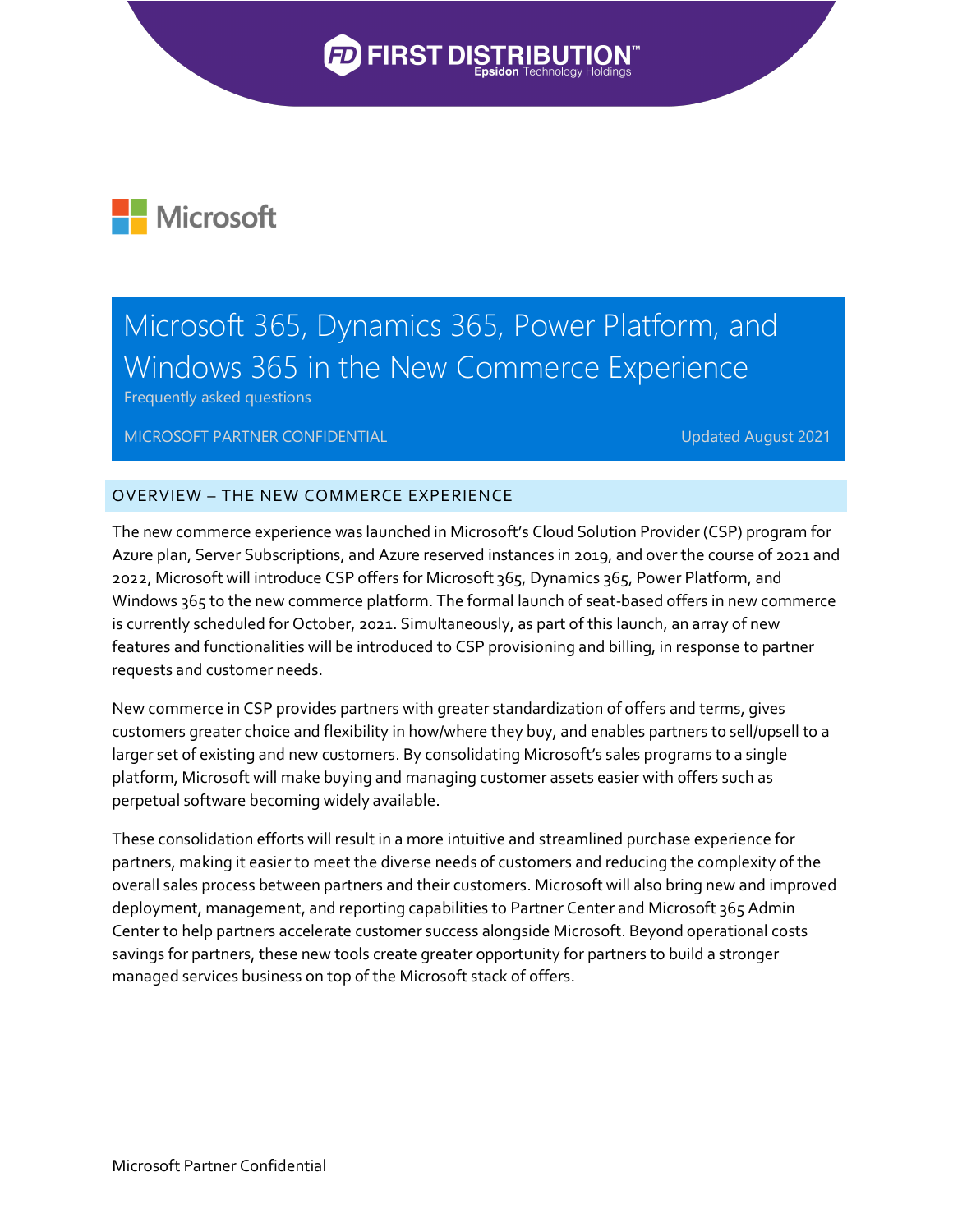# Microsoft 365, Dynamics 365, Power Platform, and Windows 365 in the New Commerce Experience

Frequently asked questions

MICROSOFT PARTNER CONFIDENTIAL

Updated August 2021

## OVERVIEW – THE NEW COMMERCE EXPERIENCE

The new commerce experience was launched in Microsoft's Cloud Solution Provider (CSP) program for Azure plan, Server Subscriptions, and Azure reserved instances in 2019, and over the course of 2021 and 2022, Microsoft will introduce CSP offers for Microsoft 365, Dynamics 365, Power Platform, and Windows 365 to the new commerce platform. The formal launch of seat-based offers in new commerce is currently scheduled for October, 2021. Simultaneously, as part of this launch, an array of new features and functionalities will be introduced to CSP provisioning and billing, in response to partner requests and customer needs.

New commerce in CSP provides partners with greater standardization of offers and terms, gives customers greater choice and flexibility in how/where they buy, and enables partners to sell/upsell to a larger set of existing and new customers. By consolidating Microsoft's sales programs to a single platform, Microsoft will make buying and managing customer assets easier with offers such as perpetual software becoming widely available.

These consolidation efforts will result in a more intuitive and streamlined purchase experience for partners, making it easier to meet the diverse needs of customers and reducing the complexity of the overall sales process between partners and their customers. Microsoft will also bring new and improved deployment, management, and reporting capabilities to Partner Center and Microsoft 365 Admin Center to help partners accelerate customer success alongside Microsoft. Beyond operational costs savings for partners, these new tools create greater opportunity for partners to build a stronger managed services business on top of the Microsoft stack of offers.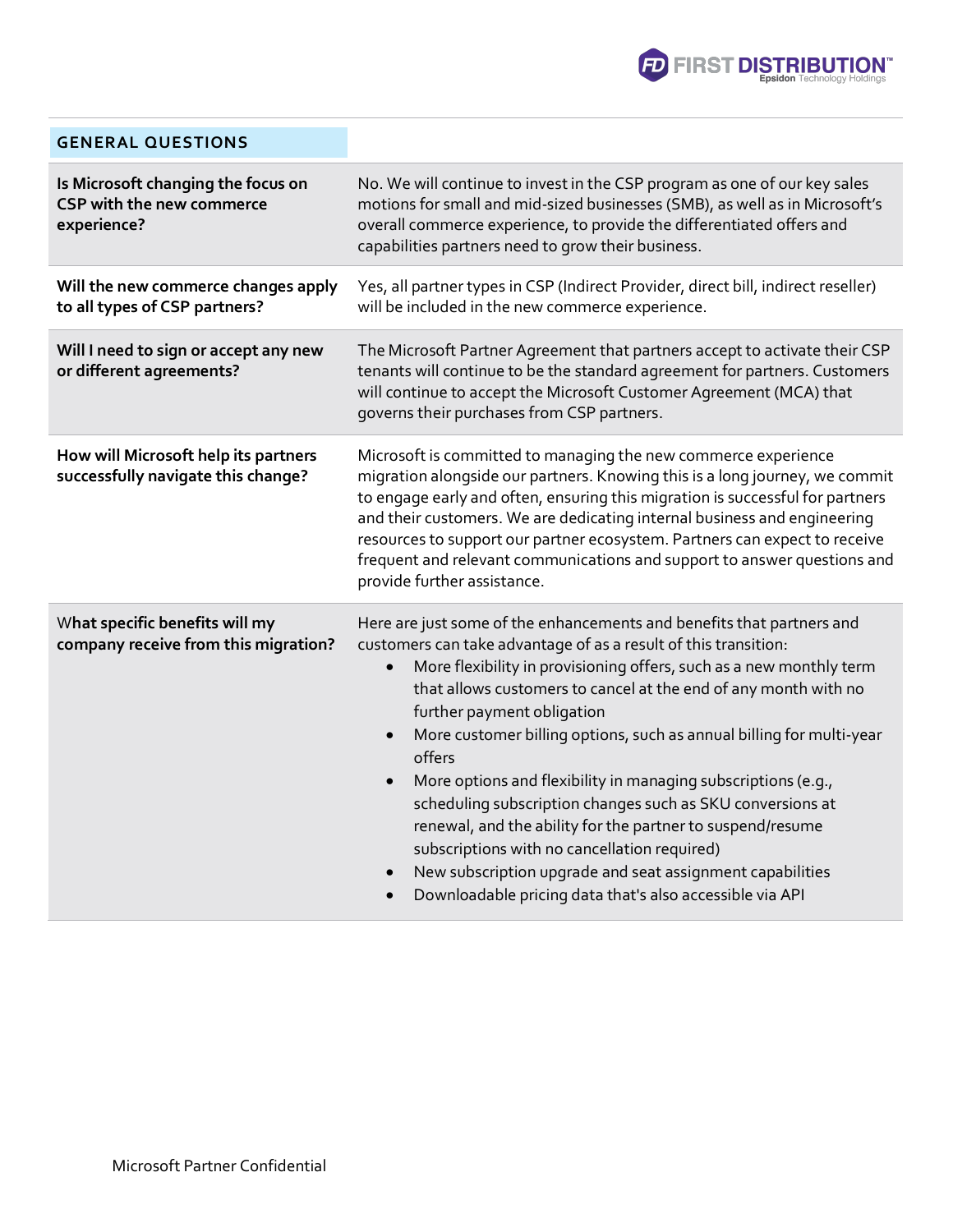| GENERAL QUESTIONS | |
|---|---|
| **Is Microsoft changing the focus on CSP with the new commerce experience?** | No. We will continue to invest in the CSP program as one of our key sales motions for small and mid-sized businesses (SMB), as well as in Microsoft's overall commerce experience, to provide the differentiated offers and capabilities partners need to grow their business. |
| **Will the new commerce changes apply to all types of CSP partners?** | Yes, all partner types in CSP (Indirect Provider, direct bill, indirect reseller) will be included in the new commerce experience. |
| **Will I need to sign or accept any new or different agreements?** | The Microsoft Partner Agreement that partners accept to activate their CSP tenants will continue to be the standard agreement for partners. Customers will continue to accept the Microsoft Customer Agreement (MCA) that governs their purchases from CSP partners. |
| **How will Microsoft help its partners successfully navigate this change?** | Microsoft is committed to managing the new commerce experience migration alongside our partners. Knowing this is a long journey, we commit to engage early and often, ensuring this migration is successful for partners and their customers. We are dedicating internal business and engineering resources to support our partner ecosystem. Partners can expect to receive frequent and relevant communications and support to answer questions and provide further assistance. |
| **What specific benefits will my company receive from this migration?** | Here are just some of the enhancements and benefits that partners and customers can take advantage of as a result of this transition:<br>• More flexibility in provisioning offers, such as a new monthly term that allows customers to cancel at the end of any month with no further payment obligation<br>• More customer billing options, such as annual billing for multi-year offers<br>• More options and flexibility in managing subscriptions (e.g., scheduling subscription changes such as SKU conversions at renewal, and the ability for the partner to suspend/resume subscriptions with no cancellation required)<br>• New subscription upgrade and seat assignment capabilities<br>• Downloadable pricing data that's also accessible via API |

Microsoft Partner Confidential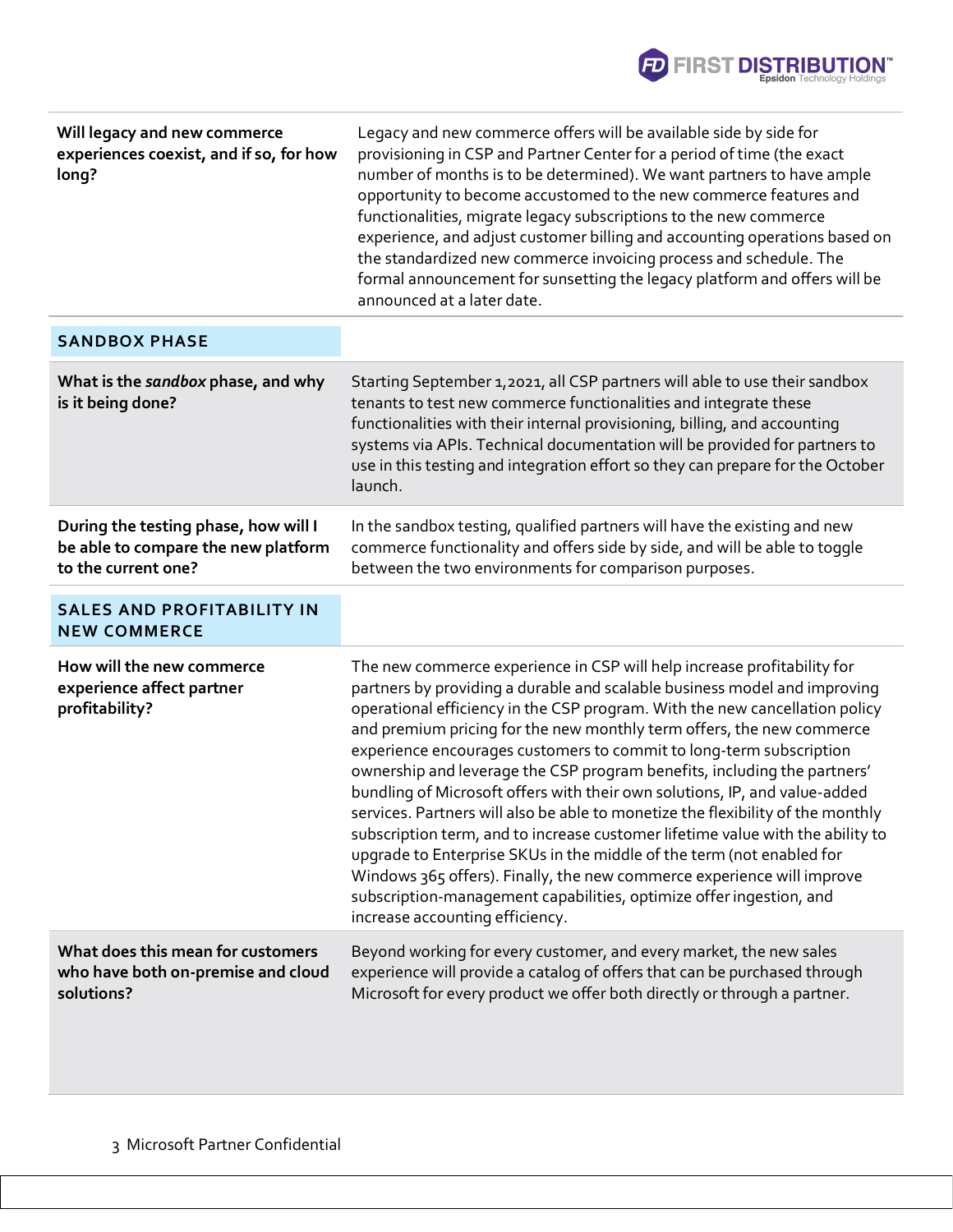| | |
|---|---|
| **Will legacy and new commerce experiences coexist, and if so, for how long?** | Legacy and new commerce offers will be available side by side for provisioning in CSP and Partner Center for a period of time (the exact number of months is to be determined). We want partners to have ample opportunity to become accustomed to the new commerce features and functionalities, migrate legacy subscriptions to the new commerce experience, and adjust customer billing and accounting operations based on the standardized new commerce invoicing process and schedule. The formal announcement for sunsetting the legacy platform and offers will be announced at a later date. |
| **SANDBOX PHASE** | |
| **What is the *sandbox* phase, and why is it being done?** | Starting September 1,2021, all CSP partners will able to use their sandbox tenants to test new commerce functionalities and integrate these functionalities with their internal provisioning, billing, and accounting systems via APIs. Technical documentation will be provided for partners to use in this testing and integration effort so they can prepare for the October launch. |
| **During the testing phase, how will I be able to compare the new platform to the current one?** | In the sandbox testing, qualified partners will have the existing and new commerce functionality and offers side by side, and will be able to toggle between the two environments for comparison purposes. |
| **SALES AND PROFITABILITY IN NEW COMMERCE** | |
| **How will the new commerce experience affect partner profitability?** | The new commerce experience in CSP will help increase profitability for partners by providing a durable and scalable business model and improving operational efficiency in the CSP program. With the new cancellation policy and premium pricing for the new monthly term offers, the new commerce experience encourages customers to commit to long-term subscription ownership and leverage the CSP program benefits, including the partners' bundling of Microsoft offers with their own solutions, IP, and value-added services. Partners will also be able to monetize the flexibility of the monthly subscription term, and to increase customer lifetime value with the ability to upgrade to Enterprise SKUs in the middle of the term (not enabled for Windows 365 offers). Finally, the new commerce experience will improve subscription-management capabilities, optimize offer ingestion, and increase accounting efficiency. |
| **What does this mean for customers who have both on-premise and cloud solutions?** | Beyond working for every customer, and every market, the new sales experience will provide a catalog of offers that can be purchased through Microsoft for every product we offer both directly or through a partner. |

Microsoft Partner Confidential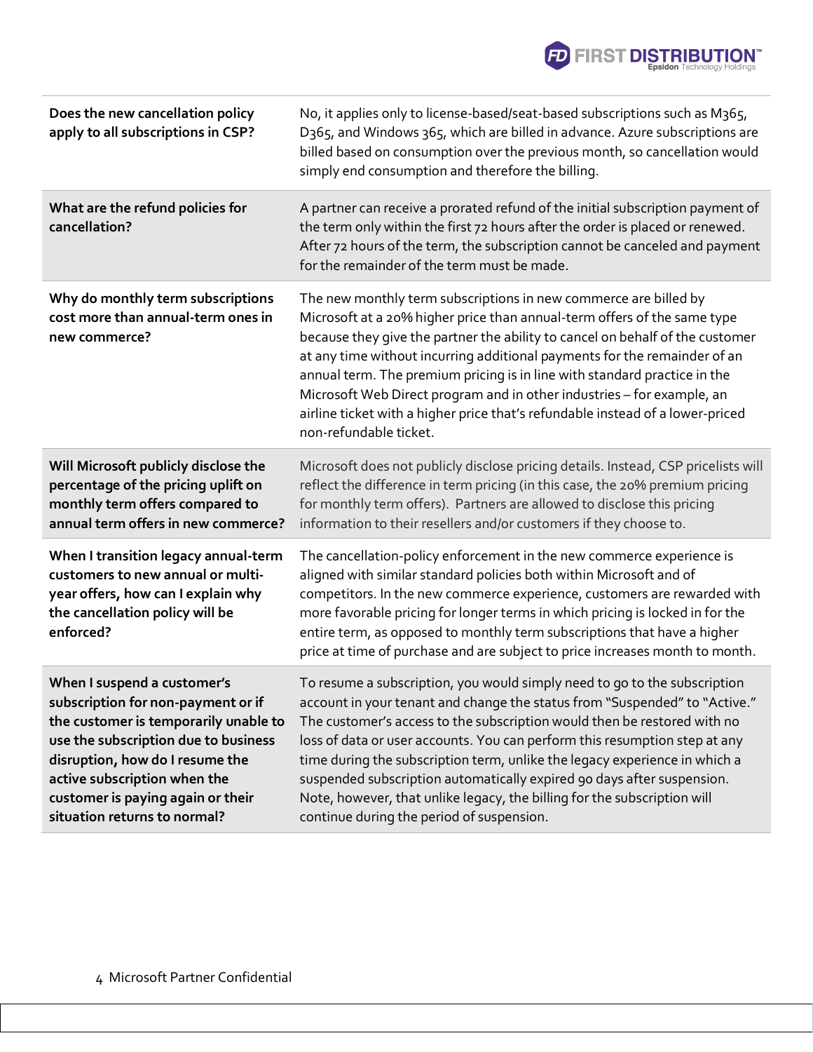| | |
|---|---|
| **Does the new cancellation policy apply to all subscriptions in CSP?** | No, it applies only to license-based/seat-based subscriptions such as M365, D365, and Windows 365, which are billed in advance. Azure subscriptions are billed based on consumption over the previous month, so cancellation would simply end consumption and therefore the billing. |
| **What are the refund policies for cancellation?** | A partner can receive a prorated refund of the initial subscription payment of the term only within the first 72 hours after the order is placed or renewed. After 72 hours of the term, the subscription cannot be canceled and payment for the remainder of the term must be made. |
| **Why do monthly term subscriptions cost more than annual-term ones in new commerce?** | The new monthly term subscriptions in new commerce are billed by Microsoft at a 20% higher price than annual-term offers of the same type because they give the partner the ability to cancel on behalf of the customer at any time without incurring additional payments for the remainder of an annual term. The premium pricing is in line with standard practice in the Microsoft Web Direct program and in other industries – for example, an airline ticket with a higher price that's refundable instead of a lower-priced non-refundable ticket. |
| **Will Microsoft publicly disclose the percentage of the pricing uplift on monthly term offers compared to annual term offers in new commerce?** | Microsoft does not publicly disclose pricing details. Instead, CSP pricelists will reflect the difference in term pricing (in this case, the 20% premium pricing for monthly term offers). Partners are allowed to disclose this pricing information to their resellers and/or customers if they choose to. |
| **When I transition legacy annual-term customers to new annual or multi-year offers, how can I explain why the cancellation policy will be enforced?** | The cancellation-policy enforcement in the new commerce experience is aligned with similar standard policies both within Microsoft and of competitors. In the new commerce experience, customers are rewarded with more favorable pricing for longer terms in which pricing is locked in for the entire term, as opposed to monthly term subscriptions that have a higher price at time of purchase and are subject to price increases month to month. |
| **When I suspend a customer's subscription for non-payment or if the customer is temporarily unable to use the subscription due to business disruption, how do I resume the active subscription when the customer is paying again or their situation returns to normal?** | To resume a subscription, you would simply need to go to the subscription account in your tenant and change the status from "Suspended" to "Active." The customer's access to the subscription would then be restored with no loss of data or user accounts. You can perform this resumption step at any time during the subscription term, unlike the legacy experience in which a suspended subscription automatically expired 90 days after suspension. Note, however, that unlike legacy, the billing for the subscription will continue during the period of suspension. |

Microsoft Partner Confidential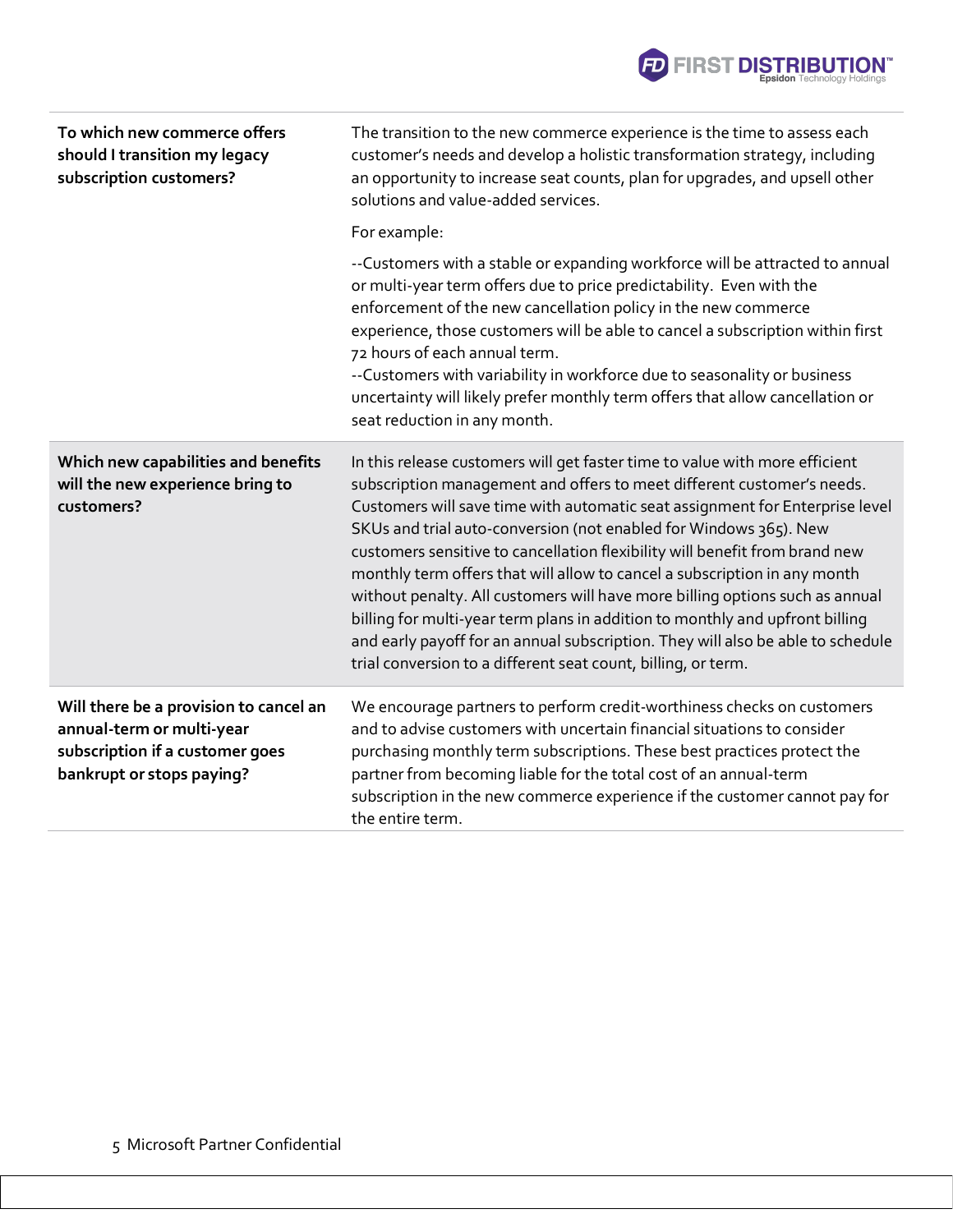| | |
|---|---|
| **To which new commerce offers should I transition my legacy subscription customers?** | The transition to the new commerce experience is the time to assess each customer's needs and develop a holistic transformation strategy, including an opportunity to increase seat counts, plan for upgrades, and upsell other solutions and value-added services.<br><br>For example:<br><br>--Customers with a stable or expanding workforce will be attracted to annual or multi-year term offers due to price predictability. Even with the enforcement of the new cancellation policy in the new commerce experience, those customers will be able to cancel a subscription within first 72 hours of each annual term.<br>--Customers with variability in workforce due to seasonality or business uncertainty will likely prefer monthly term offers that allow cancellation or seat reduction in any month. |
| **Which new capabilities and benefits will the new experience bring to customers?** | In this release customers will get faster time to value with more efficient subscription management and offers to meet different customer's needs. Customers will save time with automatic seat assignment for Enterprise level SKUs and trial auto-conversion (not enabled for Windows 365). New customers sensitive to cancellation flexibility will benefit from brand new monthly term offers that will allow to cancel a subscription in any month without penalty. All customers will have more billing options such as annual billing for multi-year term plans in addition to monthly and upfront billing and early payoff for an annual subscription. They will also be able to schedule trial conversion to a different seat count, billing, or term. |
| **Will there be a provision to cancel an annual-term or multi-year subscription if a customer goes bankrupt or stops paying?** | We encourage partners to perform credit-worthiness checks on customers and to advise customers with uncertain financial situations to consider purchasing monthly term subscriptions. These best practices protect the partner from becoming liable for the total cost of an annual-term subscription in the new commerce experience if the customer cannot pay for the entire term. |

Microsoft Partner Confidential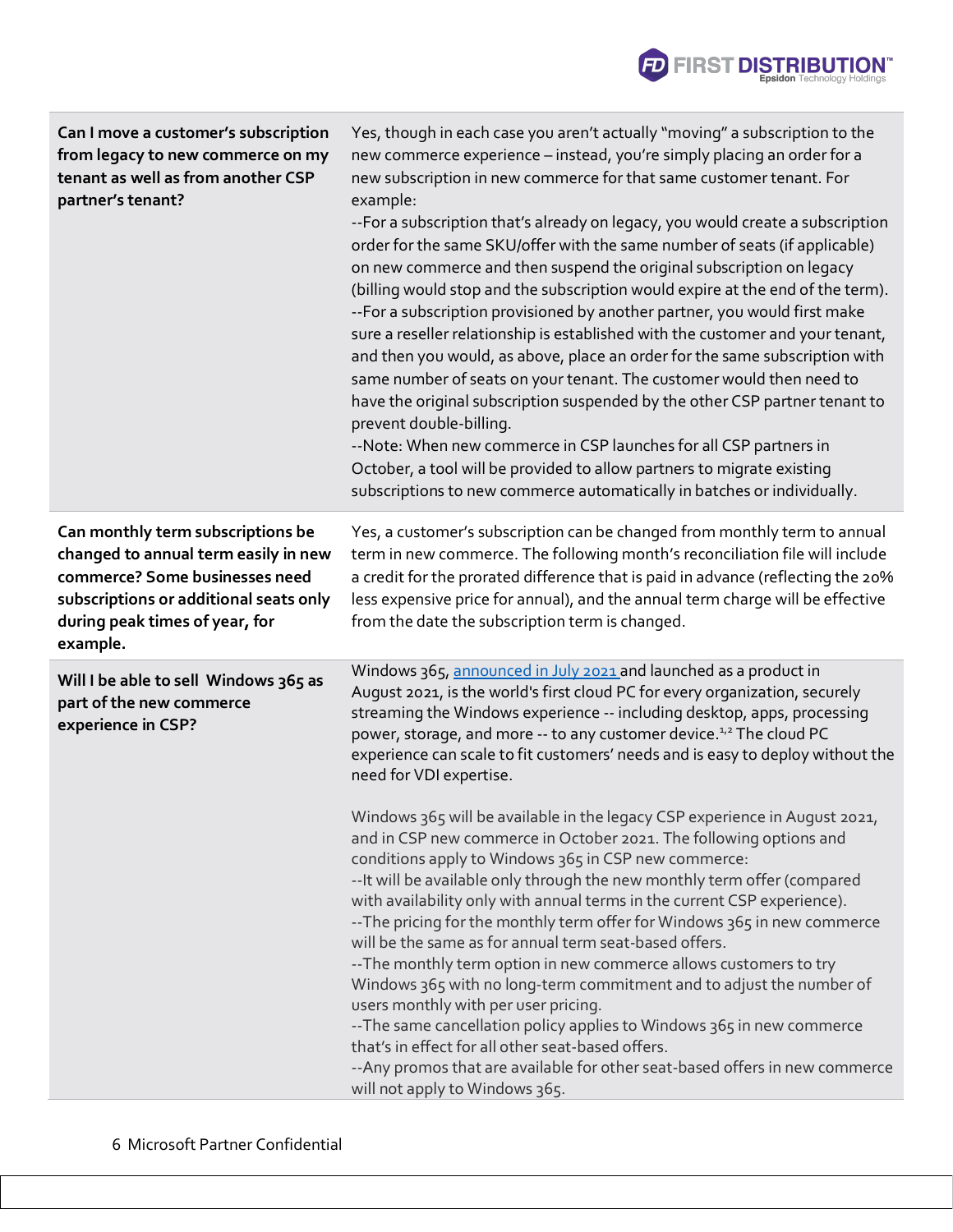| | |
|---|---|
| **Can I move a customer's subscription from legacy to new commerce on my tenant as well as from another CSP partner's tenant?** | Yes, though in each case you aren't actually "moving" a subscription to the new commerce experience – instead, you're simply placing an order for a new subscription in new commerce for that same customer tenant. For example:<br>--For a subscription that's already on legacy, you would create a subscription order for the same SKU/offer with the same number of seats (if applicable) on new commerce and then suspend the original subscription on legacy (billing would stop and the subscription would expire at the end of the term).<br>--For a subscription provisioned by another partner, you would first make sure a reseller relationship is established with the customer and your tenant, and then you would, as above, place an order for the same subscription with same number of seats on your tenant. The customer would then need to have the original subscription suspended by the other CSP partner tenant to prevent double-billing.<br>--Note: When new commerce in CSP launches for all CSP partners in October, a tool will be provided to allow partners to migrate existing subscriptions to new commerce automatically in batches or individually. |
| **Can monthly term subscriptions be changed to annual term easily in new commerce? Some businesses need subscriptions or additional seats only during peak times of year, for example.** | Yes, a customer's subscription can be changed from monthly term to annual term in new commerce. The following month's reconciliation file will include a credit for the prorated difference that is paid in advance (reflecting the 20% less expensive price for annual), and the annual term charge will be effective from the date the subscription term is changed. |
| **Will I be able to sell Windows 365 as part of the new commerce experience in CSP?** | Windows 365, announced in July 2021 and launched as a product in August 2021, is the world's first cloud PC for every organization, securely streaming the Windows experience -- including desktop, apps, processing power, storage, and more -- to any customer device.[1,2] The cloud PC experience can scale to fit customers' needs and is easy to deploy without the need for VDI expertise.<br><br>Windows 365 will be available in the legacy CSP experience in August 2021, and in CSP new commerce in October 2021. The following options and conditions apply to Windows 365 in CSP new commerce:<br>--It will be available only through the new monthly term offer (compared with availability only with annual terms in the current CSP experience).<br>--The pricing for the monthly term offer for Windows 365 in new commerce will be the same as for annual term seat-based offers.<br>--The monthly term option in new commerce allows customers to try Windows 365 with no long-term commitment and to adjust the number of users monthly with per user pricing.<br>--The same cancellation policy applies to Windows 365 in new commerce that's in effect for all other seat-based offers.<br>--Any promos that are available for other seat-based offers in new commerce will not apply to Windows 365. |

Microsoft Partner Confidential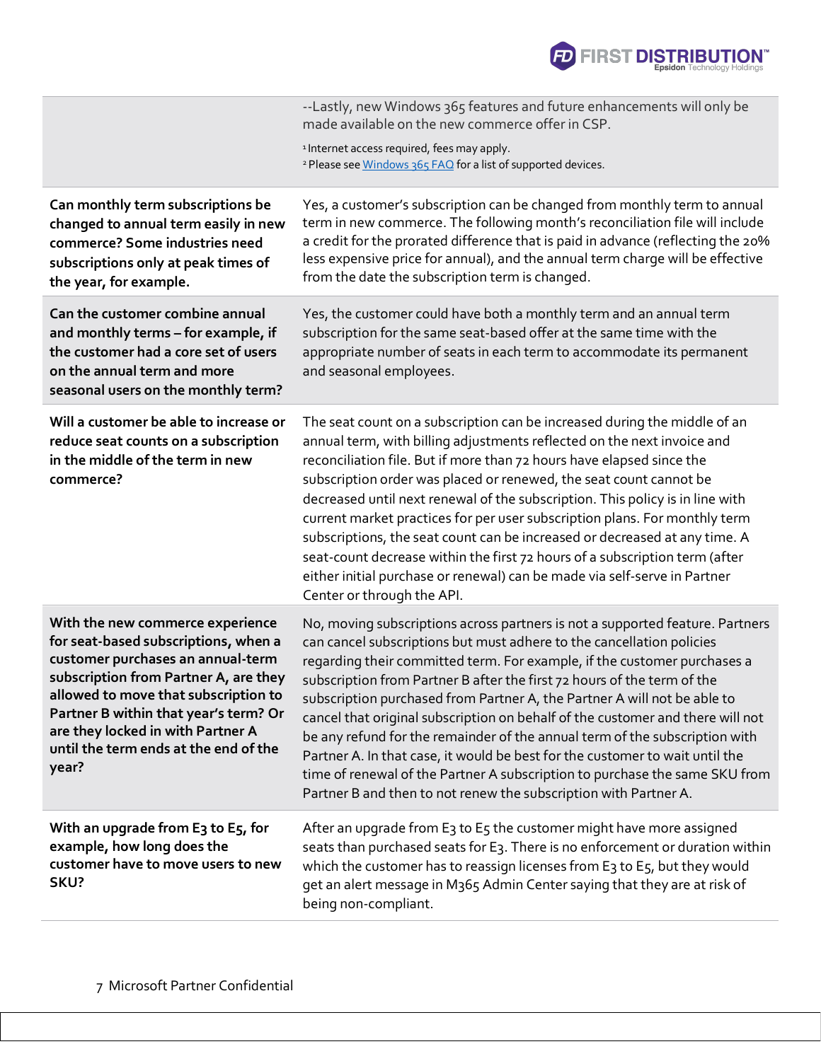| | |
|---|---|
| | --Lastly, new Windows 365 features and future enhancements will only be made available on the new commerce offer in CSP.<br>[1] Internet access required, fees may apply.<br>[2] Please see [Windows 365 FAQ]() for a list of supported devices. |
| **Can monthly term subscriptions be changed to annual term easily in new commerce? Some industries need subscriptions only at peak times of the year, for example.** | Yes, a customer's subscription can be changed from monthly term to annual term in new commerce. The following month's reconciliation file will include a credit for the prorated difference that is paid in advance (reflecting the 20% less expensive price for annual), and the annual term charge will be effective from the date the subscription term is changed. |
| **Can the customer combine annual and monthly terms – for example, if the customer had a core set of users on the annual term and more seasonal users on the monthly term?** | Yes, the customer could have both a monthly term and an annual term subscription for the same seat-based offer at the same time with the appropriate number of seats in each term to accommodate its permanent and seasonal employees. |
| **Will a customer be able to increase or reduce seat counts on a subscription in the middle of the term in new commerce?** | The seat count on a subscription can be increased during the middle of an annual term, with billing adjustments reflected on the next invoice and reconciliation file. But if more than 72 hours have elapsed since the subscription order was placed or renewed, the seat count cannot be decreased until next renewal of the subscription. This policy is in line with current market practices for per user subscription plans. For monthly term subscriptions, the seat count can be increased or decreased at any time. A seat-count decrease within the first 72 hours of a subscription term (after either initial purchase or renewal) can be made via self-serve in Partner Center or through the API. |
| **With the new commerce experience for seat-based subscriptions, when a customer purchases an annual-term subscription from Partner A, are they allowed to move that subscription to Partner B within that year's term? Or are they locked in with Partner A until the term ends at the end of the year?** | No, moving subscriptions across partners is not a supported feature. Partners can cancel subscriptions but must adhere to the cancellation policies regarding their committed term. For example, if the customer purchases a subscription from Partner B after the first 72 hours of the term of the subscription purchased from Partner A, the Partner A will not be able to cancel that original subscription on behalf of the customer and there will not be any refund for the remainder of the annual term of the subscription with Partner A. In that case, it would be best for the customer to wait until the time of renewal of the Partner A subscription to purchase the same SKU from Partner B and then to not renew the subscription with Partner A. |
| **With an upgrade from E3 to E5, for example, how long does the customer have to move users to new SKU?** | After an upgrade from E3 to E5 the customer might have more assigned seats than purchased seats for E3. There is no enforcement or duration within which the customer has to reassign licenses from E3 to E5, but they would get an alert message in M365 Admin Center saying that they are at risk of being non-compliant. |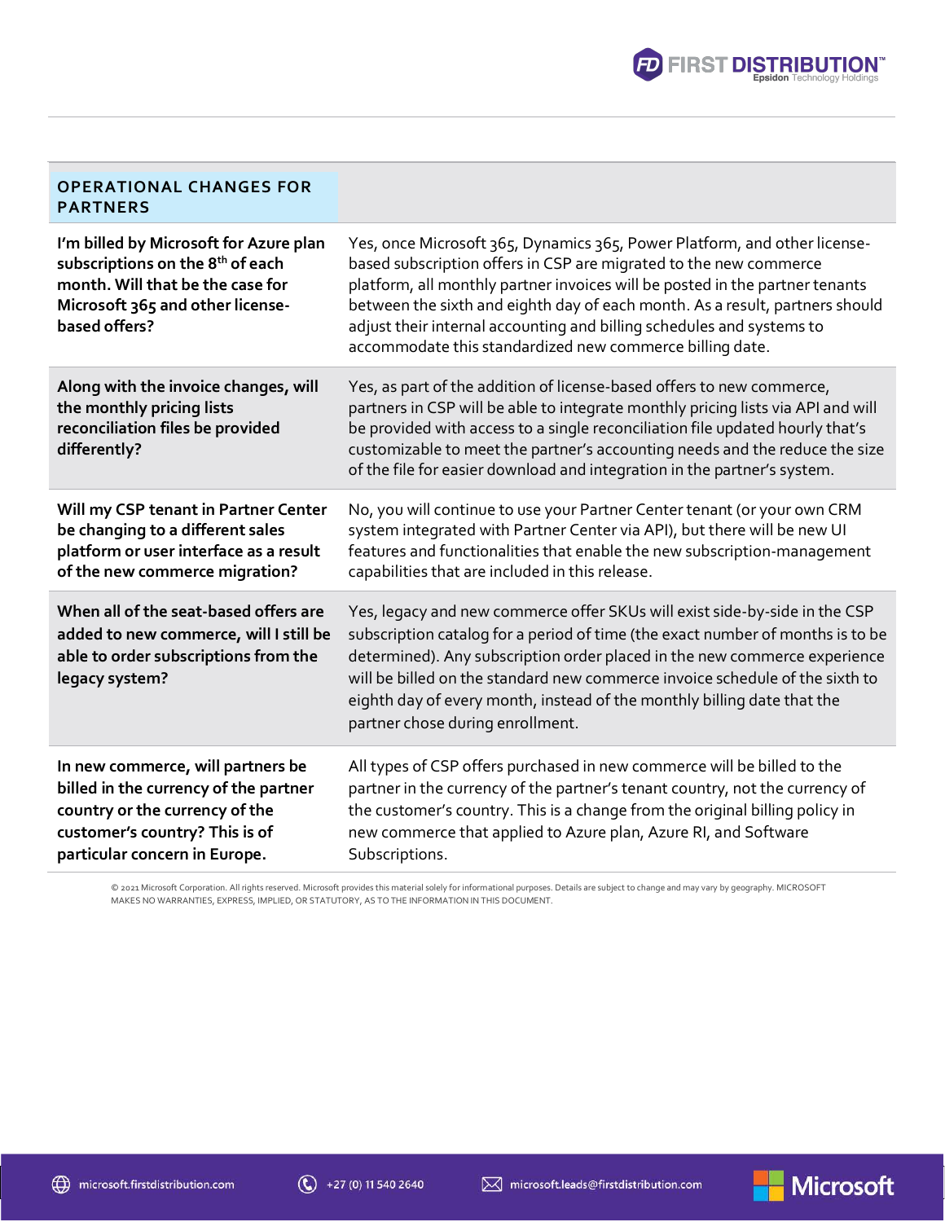| OPERATIONAL CHANGES FOR PARTNERS | |
|---|---|
| **I'm billed by Microsoft for Azure plan subscriptions on the 8th of each month. Will that be the case for Microsoft 365 and other license-based offers?** | Yes, once Microsoft 365, Dynamics 365, Power Platform, and other license-based subscription offers in CSP are migrated to the new commerce platform, all monthly partner invoices will be posted in the partner tenants between the sixth and eighth day of each month. As a result, partners should adjust their internal accounting and billing schedules and systems to accommodate this standardized new commerce billing date. |
| **Along with the invoice changes, will the monthly pricing lists reconciliation files be provided differently?** | Yes, as part of the addition of license-based offers to new commerce, partners in CSP will be able to integrate monthly pricing lists via API and will be provided with access to a single reconciliation file updated hourly that's customizable to meet the partner's accounting needs and the reduce the size of the file for easier download and integration in the partner's system. |
| **Will my CSP tenant in Partner Center be changing to a different sales platform or user interface as a result of the new commerce migration?** | No, you will continue to use your Partner Center tenant (or your own CRM system integrated with Partner Center via API), but there will be new UI features and functionalities that enable the new subscription-management capabilities that are included in this release. |
| **When all of the seat-based offers are added to new commerce, will I still be able to order subscriptions from the legacy system?** | Yes, legacy and new commerce offer SKUs will exist side-by-side in the CSP subscription catalog for a period of time (the exact number of months is to be determined). Any subscription order placed in the new commerce experience will be billed on the standard new commerce invoice schedule of the sixth to eighth day of every month, instead of the monthly billing date that the partner chose during enrollment. |
| **In new commerce, will partners be billed in the currency of the partner country or the currency of the customer's country? This is of particular concern in Europe.** | All types of CSP offers purchased in new commerce will be billed to the partner in the currency of the partner's tenant country, not the currency of the customer's country. This is a change from the original billing policy in new commerce that applied to Azure plan, Azure RI, and Software Subscriptions. |

© 2021 Microsoft Corporation. All rights reserved. Microsoft provides this material solely for informational purposes. Details are subject to change and may vary by geography. MICROSOFT MAKES NO WARRANTIES, EXPRESS, IMPLIED, OR STATUTORY, AS TO THE INFORMATION IN THIS DOCUMENT.

microsoft.firstdistribution.com | +27 (0) 11 540 2640 | microsoft.leads@firstdistribution.com